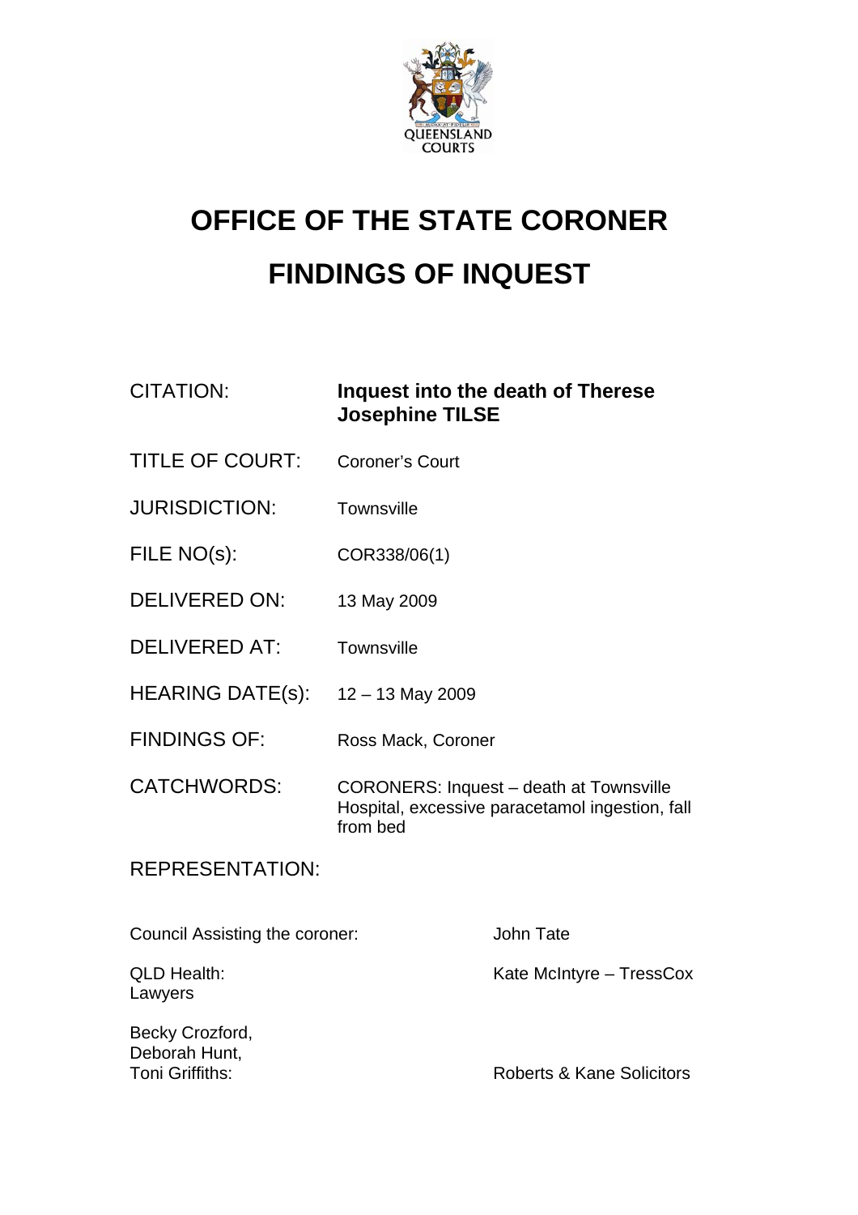# OFFICE OF THE STATE CORONER

# FINDINGS OF INQUEST

| | |
|---|---|
| CITATION: | **Inquest into the death of Therese Josephine TILSE** |
| TITLE OF COURT: | Coroner's Court |
| JURISDICTION: | Townsville |
| FILE NO(s): | COR338/06(1) |
| DELIVERED ON: | 13 May 2009 |
| DELIVERED AT: | Townsville |
| HEARING DATE(s): | 12 – 13 May 2009 |
| FINDINGS OF: | Ross Mack, Coroner |
| CATCHWORDS: | CORONERS: Inquest – death at Townsville Hospital, excessive paracetamol ingestion, fall from bed |

REPRESENTATION:

| | |
|---|---|
| Council Assisting the coroner: | John Tate |
| QLD Health: Lawyers | Kate McIntyre – TressCox |
| Becky Crozford, Deborah Hunt, Toni Griffiths: | Roberts & Kane Solicitors |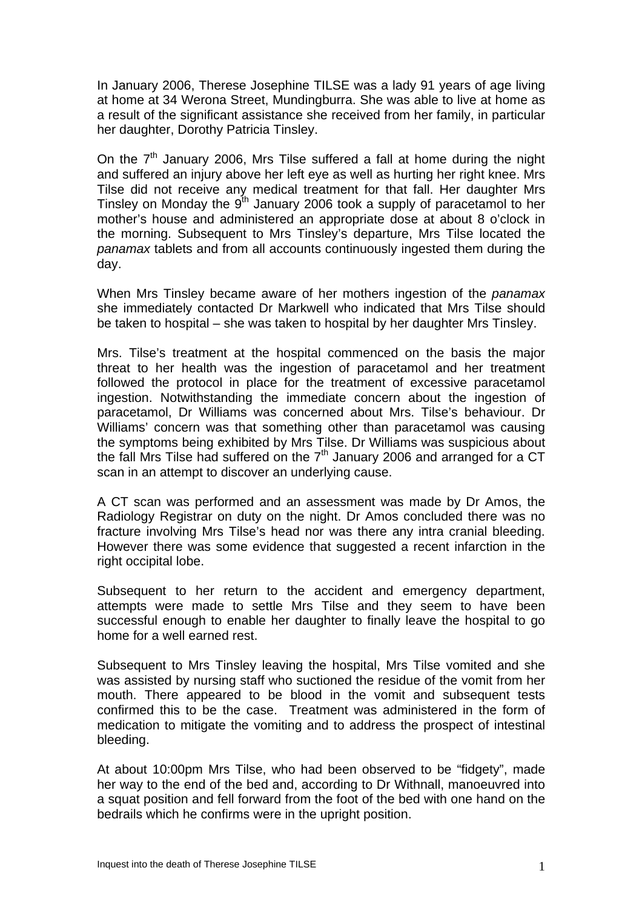In January 2006, Therese Josephine TILSE was a lady 91 years of age living at home at 34 Werona Street, Mundingburra. She was able to live at home as a result of the significant assistance she received from her family, in particular her daughter, Dorothy Patricia Tinsley.

On the 7th January 2006, Mrs Tilse suffered a fall at home during the night and suffered an injury above her left eye as well as hurting her right knee. Mrs Tilse did not receive any medical treatment for that fall. Her daughter Mrs Tinsley on Monday the 9th January 2006 took a supply of paracetamol to her mother's house and administered an appropriate dose at about 8 o'clock in the morning. Subsequent to Mrs Tinsley's departure, Mrs Tilse located the *panamax* tablets and from all accounts continuously ingested them during the day.

When Mrs Tinsley became aware of her mothers ingestion of the *panamax* she immediately contacted Dr Markwell who indicated that Mrs Tilse should be taken to hospital – she was taken to hospital by her daughter Mrs Tinsley.

Mrs. Tilse's treatment at the hospital commenced on the basis the major threat to her health was the ingestion of paracetamol and her treatment followed the protocol in place for the treatment of excessive paracetamol ingestion. Notwithstanding the immediate concern about the ingestion of paracetamol, Dr Williams was concerned about Mrs. Tilse's behaviour. Dr Williams' concern was that something other than paracetamol was causing the symptoms being exhibited by Mrs Tilse. Dr Williams was suspicious about the fall Mrs Tilse had suffered on the 7th January 2006 and arranged for a CT scan in an attempt to discover an underlying cause.

A CT scan was performed and an assessment was made by Dr Amos, the Radiology Registrar on duty on the night. Dr Amos concluded there was no fracture involving Mrs Tilse's head nor was there any intra cranial bleeding. However there was some evidence that suggested a recent infarction in the right occipital lobe.

Subsequent to her return to the accident and emergency department, attempts were made to settle Mrs Tilse and they seem to have been successful enough to enable her daughter to finally leave the hospital to go home for a well earned rest.

Subsequent to Mrs Tinsley leaving the hospital, Mrs Tilse vomited and she was assisted by nursing staff who suctioned the residue of the vomit from her mouth. There appeared to be blood in the vomit and subsequent tests confirmed this to be the case. Treatment was administered in the form of medication to mitigate the vomiting and to address the prospect of intestinal bleeding.

At about 10:00pm Mrs Tilse, who had been observed to be "fidgety", made her way to the end of the bed and, according to Dr Withnall, manoeuvred into a squat position and fell forward from the foot of the bed with one hand on the bedrails which he confirms were in the upright position.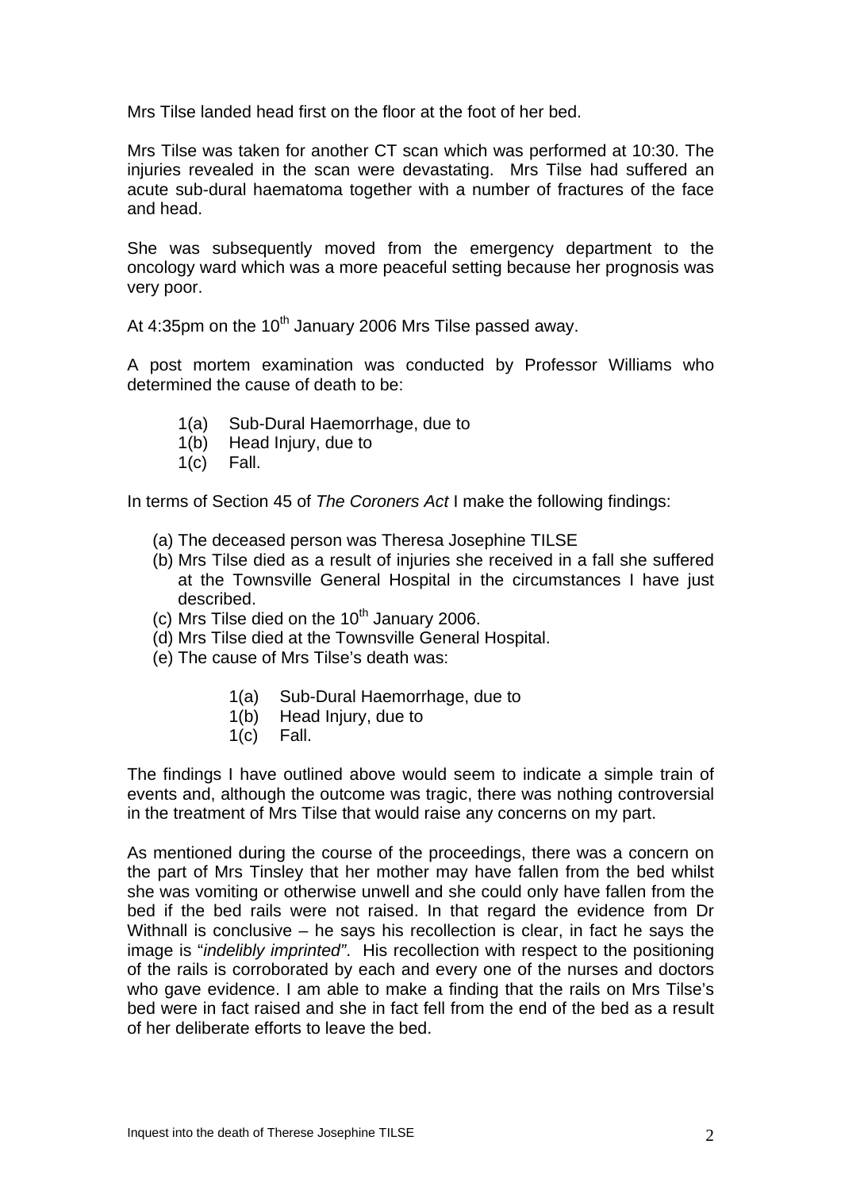Mrs Tilse landed head first on the floor at the foot of her bed.

Mrs Tilse was taken for another CT scan which was performed at 10:30. The injuries revealed in the scan were devastating. Mrs Tilse had suffered an acute sub-dural haematoma together with a number of fractures of the face and head.

She was subsequently moved from the emergency department to the oncology ward which was a more peaceful setting because her prognosis was very poor.

At 4:35pm on the 10th January 2006 Mrs Tilse passed away.

A post mortem examination was conducted by Professor Williams who determined the cause of death to be:

1(a) Sub-Dural Haemorrhage, due to
1(b) Head Injury, due to
1(c) Fall.

In terms of Section 45 of *The Coroners Act* I make the following findings:

(a) The deceased person was Theresa Josephine TILSE
(b) Mrs Tilse died as a result of injuries she received in a fall she suffered at the Townsville General Hospital in the circumstances I have just described.
(c) Mrs Tilse died on the 10th January 2006.
(d) Mrs Tilse died at the Townsville General Hospital.
(e) The cause of Mrs Tilse's death was:

1(a) Sub-Dural Haemorrhage, due to
1(b) Head Injury, due to
1(c) Fall.

The findings I have outlined above would seem to indicate a simple train of events and, although the outcome was tragic, there was nothing controversial in the treatment of Mrs Tilse that would raise any concerns on my part.

As mentioned during the course of the proceedings, there was a concern on the part of Mrs Tinsley that her mother may have fallen from the bed whilst she was vomiting or otherwise unwell and she could only have fallen from the bed if the bed rails were not raised. In that regard the evidence from Dr Withnall is conclusive – he says his recollection is clear, in fact he says the image is "*indelibly imprinted*". His recollection with respect to the positioning of the rails is corroborated by each and every one of the nurses and doctors who gave evidence. I am able to make a finding that the rails on Mrs Tilse's bed were in fact raised and she in fact fell from the end of the bed as a result of her deliberate efforts to leave the bed.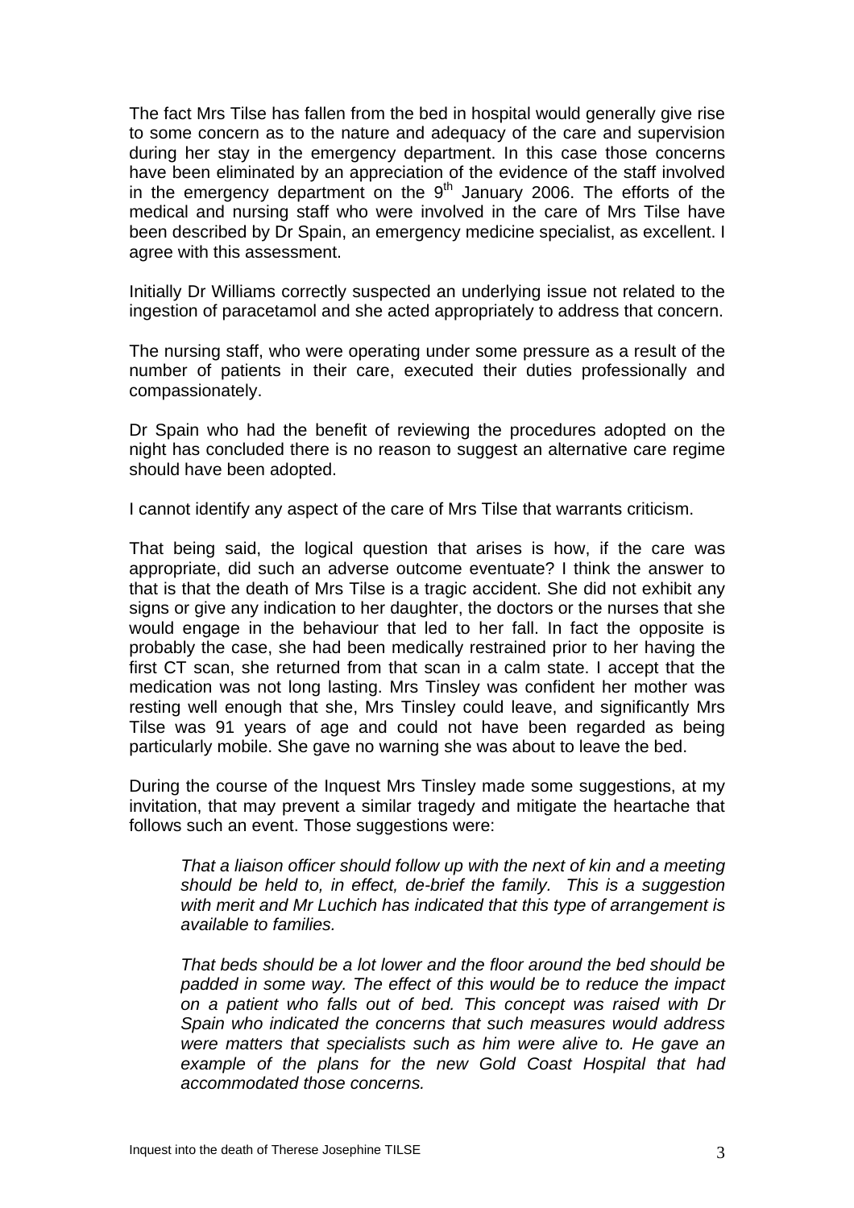The fact Mrs Tilse has fallen from the bed in hospital would generally give rise to some concern as to the nature and adequacy of the care and supervision during her stay in the emergency department. In this case those concerns have been eliminated by an appreciation of the evidence of the staff involved in the emergency department on the 9th January 2006. The efforts of the medical and nursing staff who were involved in the care of Mrs Tilse have been described by Dr Spain, an emergency medicine specialist, as excellent. I agree with this assessment.

Initially Dr Williams correctly suspected an underlying issue not related to the ingestion of paracetamol and she acted appropriately to address that concern.

The nursing staff, who were operating under some pressure as a result of the number of patients in their care, executed their duties professionally and compassionately.

Dr Spain who had the benefit of reviewing the procedures adopted on the night has concluded there is no reason to suggest an alternative care regime should have been adopted.

I cannot identify any aspect of the care of Mrs Tilse that warrants criticism.

That being said, the logical question that arises is how, if the care was appropriate, did such an adverse outcome eventuate? I think the answer to that is that the death of Mrs Tilse is a tragic accident. She did not exhibit any signs or give any indication to her daughter, the doctors or the nurses that she would engage in the behaviour that led to her fall. In fact the opposite is probably the case, she had been medically restrained prior to her having the first CT scan, she returned from that scan in a calm state. I accept that the medication was not long lasting. Mrs Tinsley was confident her mother was resting well enough that she, Mrs Tinsley could leave, and significantly Mrs Tilse was 91 years of age and could not have been regarded as being particularly mobile. She gave no warning she was about to leave the bed.

During the course of the Inquest Mrs Tinsley made some suggestions, at my invitation, that may prevent a similar tragedy and mitigate the heartache that follows such an event. Those suggestions were:

> *That a liaison officer should follow up with the next of kin and a meeting should be held to, in effect, de-brief the family. This is a suggestion with merit and Mr Luchich has indicated that this type of arrangement is available to families.*
>
> *That beds should be a lot lower and the floor around the bed should be padded in some way. The effect of this would be to reduce the impact on a patient who falls out of bed. This concept was raised with Dr Spain who indicated the concerns that such measures would address were matters that specialists such as him were alive to. He gave an example of the plans for the new Gold Coast Hospital that had accommodated those concerns.*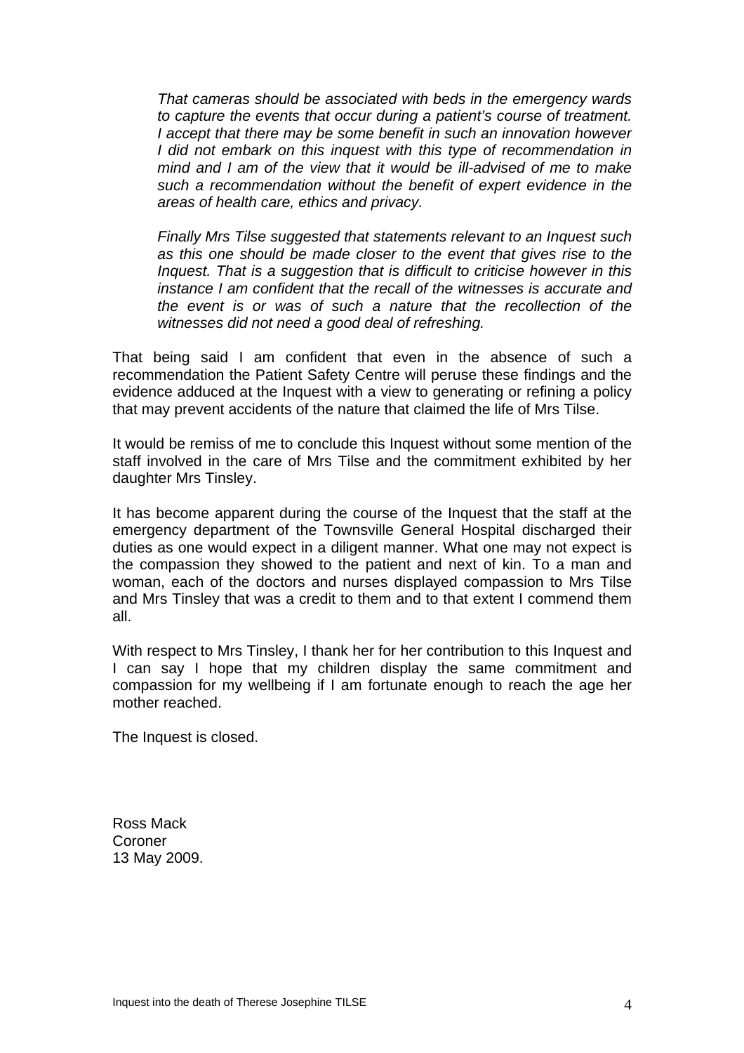*That cameras should be associated with beds in the emergency wards to capture the events that occur during a patient's course of treatment. I accept that there may be some benefit in such an innovation however I did not embark on this inquest with this type of recommendation in mind and I am of the view that it would be ill-advised of me to make such a recommendation without the benefit of expert evidence in the areas of health care, ethics and privacy.*

*Finally Mrs Tilse suggested that statements relevant to an Inquest such as this one should be made closer to the event that gives rise to the Inquest. That is a suggestion that is difficult to criticise however in this instance I am confident that the recall of the witnesses is accurate and the event is or was of such a nature that the recollection of the witnesses did not need a good deal of refreshing.*

That being said I am confident that even in the absence of such a recommendation the Patient Safety Centre will peruse these findings and the evidence adduced at the Inquest with a view to generating or refining a policy that may prevent accidents of the nature that claimed the life of Mrs Tilse.

It would be remiss of me to conclude this Inquest without some mention of the staff involved in the care of Mrs Tilse and the commitment exhibited by her daughter Mrs Tinsley.

It has become apparent during the course of the Inquest that the staff at the emergency department of the Townsville General Hospital discharged their duties as one would expect in a diligent manner. What one may not expect is the compassion they showed to the patient and next of kin. To a man and woman, each of the doctors and nurses displayed compassion to Mrs Tilse and Mrs Tinsley that was a credit to them and to that extent I commend them all.

With respect to Mrs Tinsley, I thank her for her contribution to this Inquest and I can say I hope that my children display the same commitment and compassion for my wellbeing if I am fortunate enough to reach the age her mother reached.

The Inquest is closed.

Ross Mack
Coroner
13 May 2009.